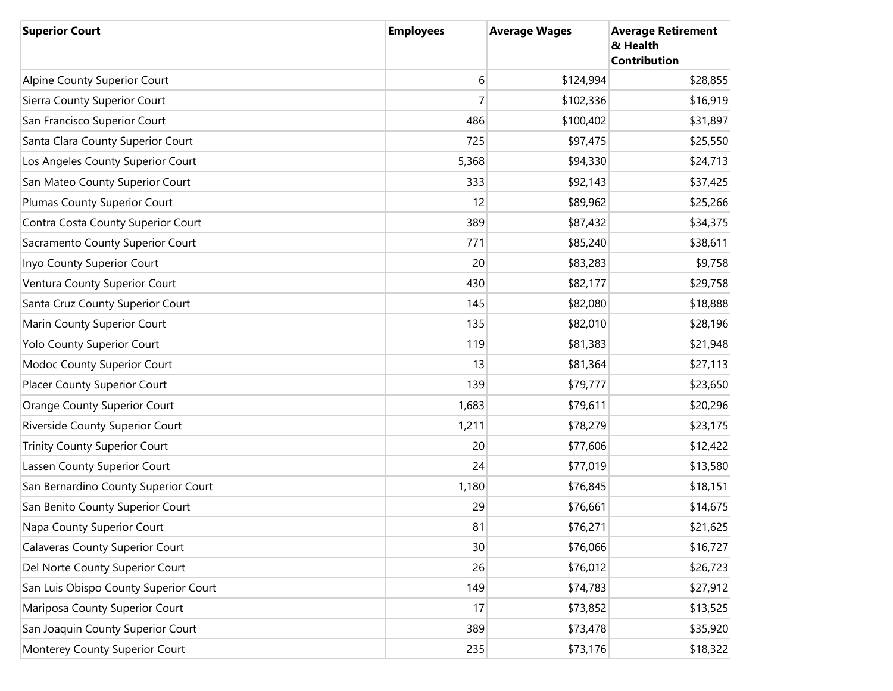| Superior Court | Employees | Average Wages | Average Retirement & Health Contribution |
|---|---|---|---|
| Alpine County Superior Court | 6 | $124,994 | $28,855 |
| Sierra County Superior Court | 7 | $102,336 | $16,919 |
| San Francisco Superior Court | 486 | $100,402 | $31,897 |
| Santa Clara County Superior Court | 725 | $97,475 | $25,550 |
| Los Angeles County Superior Court | 5,368 | $94,330 | $24,713 |
| San Mateo County Superior Court | 333 | $92,143 | $37,425 |
| Plumas County Superior Court | 12 | $89,962 | $25,266 |
| Contra Costa County Superior Court | 389 | $87,432 | $34,375 |
| Sacramento County Superior Court | 771 | $85,240 | $38,611 |
| Inyo County Superior Court | 20 | $83,283 | $9,758 |
| Ventura County Superior Court | 430 | $82,177 | $29,758 |
| Santa Cruz County Superior Court | 145 | $82,080 | $18,888 |
| Marin County Superior Court | 135 | $82,010 | $28,196 |
| Yolo County Superior Court | 119 | $81,383 | $21,948 |
| Modoc County Superior Court | 13 | $81,364 | $27,113 |
| Placer County Superior Court | 139 | $79,777 | $23,650 |
| Orange County Superior Court | 1,683 | $79,611 | $20,296 |
| Riverside County Superior Court | 1,211 | $78,279 | $23,175 |
| Trinity County Superior Court | 20 | $77,606 | $12,422 |
| Lassen County Superior Court | 24 | $77,019 | $13,580 |
| San Bernardino County Superior Court | 1,180 | $76,845 | $18,151 |
| San Benito County Superior Court | 29 | $76,661 | $14,675 |
| Napa County Superior Court | 81 | $76,271 | $21,625 |
| Calaveras County Superior Court | 30 | $76,066 | $16,727 |
| Del Norte County Superior Court | 26 | $76,012 | $26,723 |
| San Luis Obispo County Superior Court | 149 | $74,783 | $27,912 |
| Mariposa County Superior Court | 17 | $73,852 | $13,525 |
| San Joaquin County Superior Court | 389 | $73,478 | $35,920 |
| Monterey County Superior Court | 235 | $73,176 | $18,322 |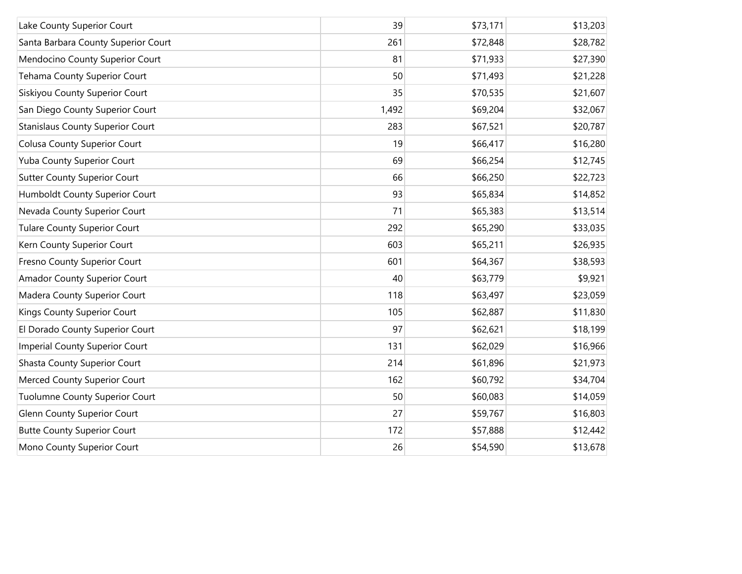| | | | |
|---|---|---|---|
| Lake County Superior Court | 39 | $73,171 | $13,203 |
| Santa Barbara County Superior Court | 261 | $72,848 | $28,782 |
| Mendocino County Superior Court | 81 | $71,933 | $27,390 |
| Tehama County Superior Court | 50 | $71,493 | $21,228 |
| Siskiyou County Superior Court | 35 | $70,535 | $21,607 |
| San Diego County Superior Court | 1,492 | $69,204 | $32,067 |
| Stanislaus County Superior Court | 283 | $67,521 | $20,787 |
| Colusa County Superior Court | 19 | $66,417 | $16,280 |
| Yuba County Superior Court | 69 | $66,254 | $12,745 |
| Sutter County Superior Court | 66 | $66,250 | $22,723 |
| Humboldt County Superior Court | 93 | $65,834 | $14,852 |
| Nevada County Superior Court | 71 | $65,383 | $13,514 |
| Tulare County Superior Court | 292 | $65,290 | $33,035 |
| Kern County Superior Court | 603 | $65,211 | $26,935 |
| Fresno County Superior Court | 601 | $64,367 | $38,593 |
| Amador County Superior Court | 40 | $63,779 | $9,921 |
| Madera County Superior Court | 118 | $63,497 | $23,059 |
| Kings County Superior Court | 105 | $62,887 | $11,830 |
| El Dorado County Superior Court | 97 | $62,621 | $18,199 |
| Imperial County Superior Court | 131 | $62,029 | $16,966 |
| Shasta County Superior Court | 214 | $61,896 | $21,973 |
| Merced County Superior Court | 162 | $60,792 | $34,704 |
| Tuolumne County Superior Court | 50 | $60,083 | $14,059 |
| Glenn County Superior Court | 27 | $59,767 | $16,803 |
| Butte County Superior Court | 172 | $57,888 | $12,442 |
| Mono County Superior Court | 26 | $54,590 | $13,678 |